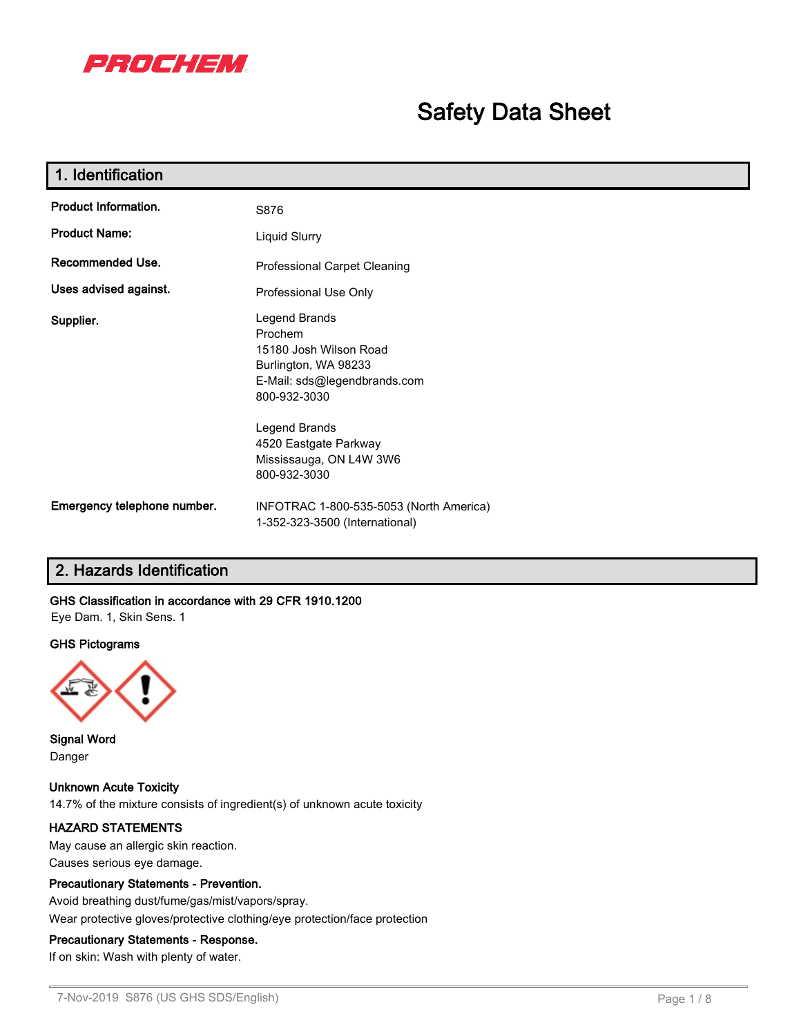PROCHEM

# Safety Data Sheet

## 1. Identification

| | |
|---|---|
| **Product Information.** | S876 |
| **Product Name:** | Liquid Slurry |
| **Recommended Use.** | Professional Carpet Cleaning |
| **Uses advised against.** | Professional Use Only |
| **Supplier.** | Legend Brands<br>Prochem<br>15180 Josh Wilson Road<br>Burlington, WA 98233<br>E-Mail: sds@legendbrands.com<br>800-932-3030<br><br>Legend Brands<br>4520 Eastgate Parkway<br>Mississauga, ON L4W 3W6<br>800-932-3030 |
| **Emergency telephone number.** | INFOTRAC 1-800-535-5053 (North America)<br>1-352-323-3500 (International) |

## 2. Hazards Identification

**GHS Classification in accordance with 29 CFR 1910.1200**

Eye Dam. 1, Skin Sens. 1

**GHS Pictograms**

**Signal Word**

Danger

**Unknown Acute Toxicity**

14.7% of the mixture consists of ingredient(s) of unknown acute toxicity

**HAZARD STATEMENTS**

May cause an allergic skin reaction.

Causes serious eye damage.

**Precautionary Statements - Prevention.**

Avoid breathing dust/fume/gas/mist/vapors/spray.

Wear protective gloves/protective clothing/eye protection/face protection

**Precautionary Statements - Response.**

If on skin: Wash with plenty of water.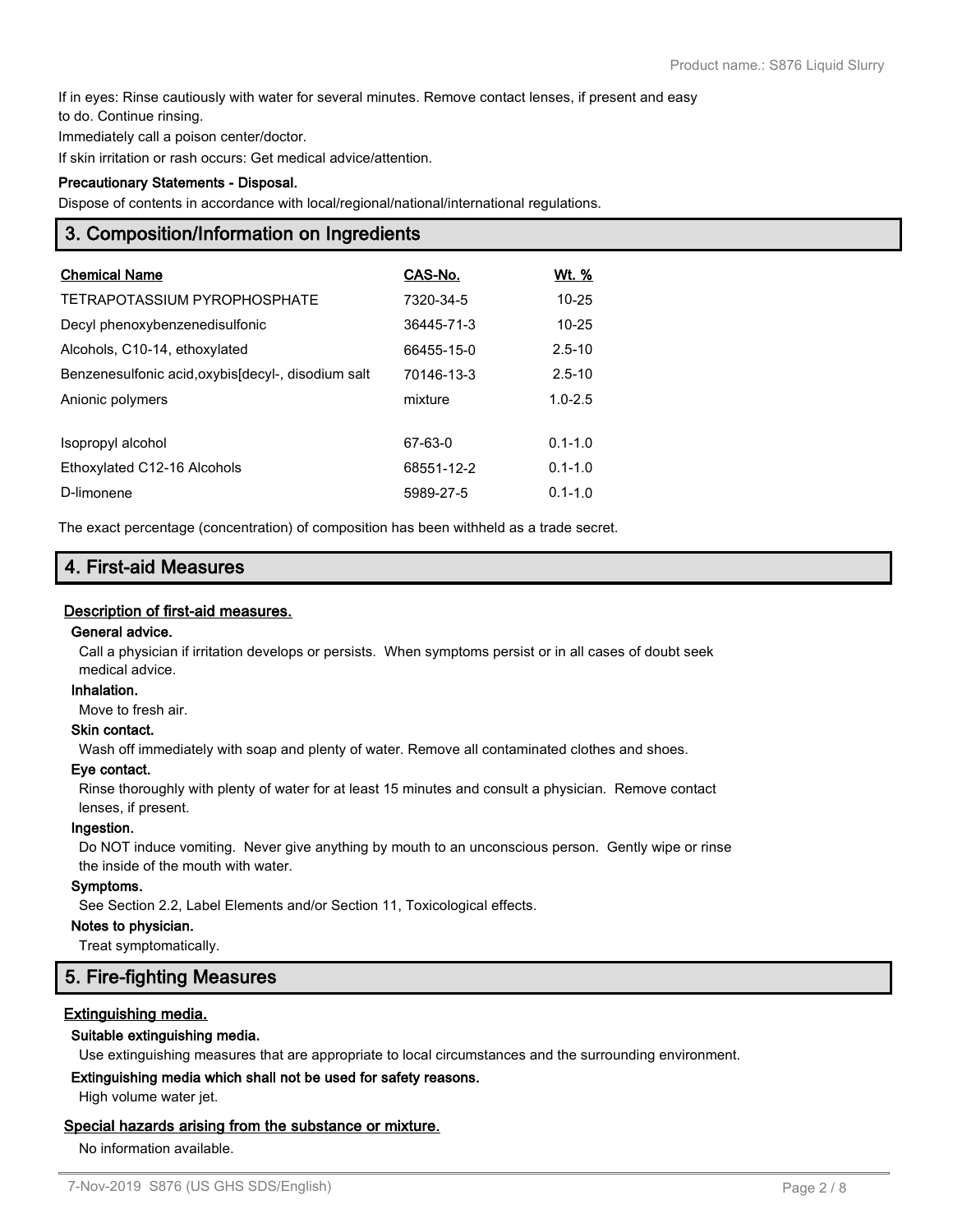If in eyes: Rinse cautiously with water for several minutes. Remove contact lenses, if present and easy to do. Continue rinsing.

Immediately call a poison center/doctor.

If skin irritation or rash occurs: Get medical advice/attention.

**Precautionary Statements - Disposal.**

Dispose of contents in accordance with local/regional/national/international regulations.

## 3. Composition/Information on Ingredients

| Chemical Name | CAS-No. | Wt. % |
|---|---|---|
| TETRAPOTASSIUM PYROPHOSPHATE | 7320-34-5 | 10-25 |
| Decyl phenoxybenzenedisulfonic | 36445-71-3 | 10-25 |
| Alcohols, C10-14, ethoxylated | 66455-15-0 | 2.5-10 |
| Benzenesulfonic acid,oxybis[decyl-, disodium salt | 70146-13-3 | 2.5-10 |
| Anionic polymers | mixture | 1.0-2.5 |
| Isopropyl alcohol | 67-63-0 | 0.1-1.0 |
| Ethoxylated C12-16 Alcohols | 68551-12-2 | 0.1-1.0 |
| D-limonene | 5989-27-5 | 0.1-1.0 |

The exact percentage (concentration) of composition has been withheld as a trade secret.

## 4. First-aid Measures

### Description of first-aid measures.

**General advice.**

Call a physician if irritation develops or persists. When symptoms persist or in all cases of doubt seek medical advice.

**Inhalation.**

Move to fresh air.

**Skin contact.**

Wash off immediately with soap and plenty of water. Remove all contaminated clothes and shoes.

**Eye contact.**

Rinse thoroughly with plenty of water for at least 15 minutes and consult a physician. Remove contact lenses, if present.

**Ingestion.**

Do NOT induce vomiting. Never give anything by mouth to an unconscious person. Gently wipe or rinse the inside of the mouth with water.

**Symptoms.**

See Section 2.2, Label Elements and/or Section 11, Toxicological effects.

**Notes to physician.**

Treat symptomatically.

## 5. Fire-fighting Measures

### Extinguishing media.

**Suitable extinguishing media.**

Use extinguishing measures that are appropriate to local circumstances and the surrounding environment.

**Extinguishing media which shall not be used for safety reasons.**

High volume water jet.

### Special hazards arising from the substance or mixture.

No information available.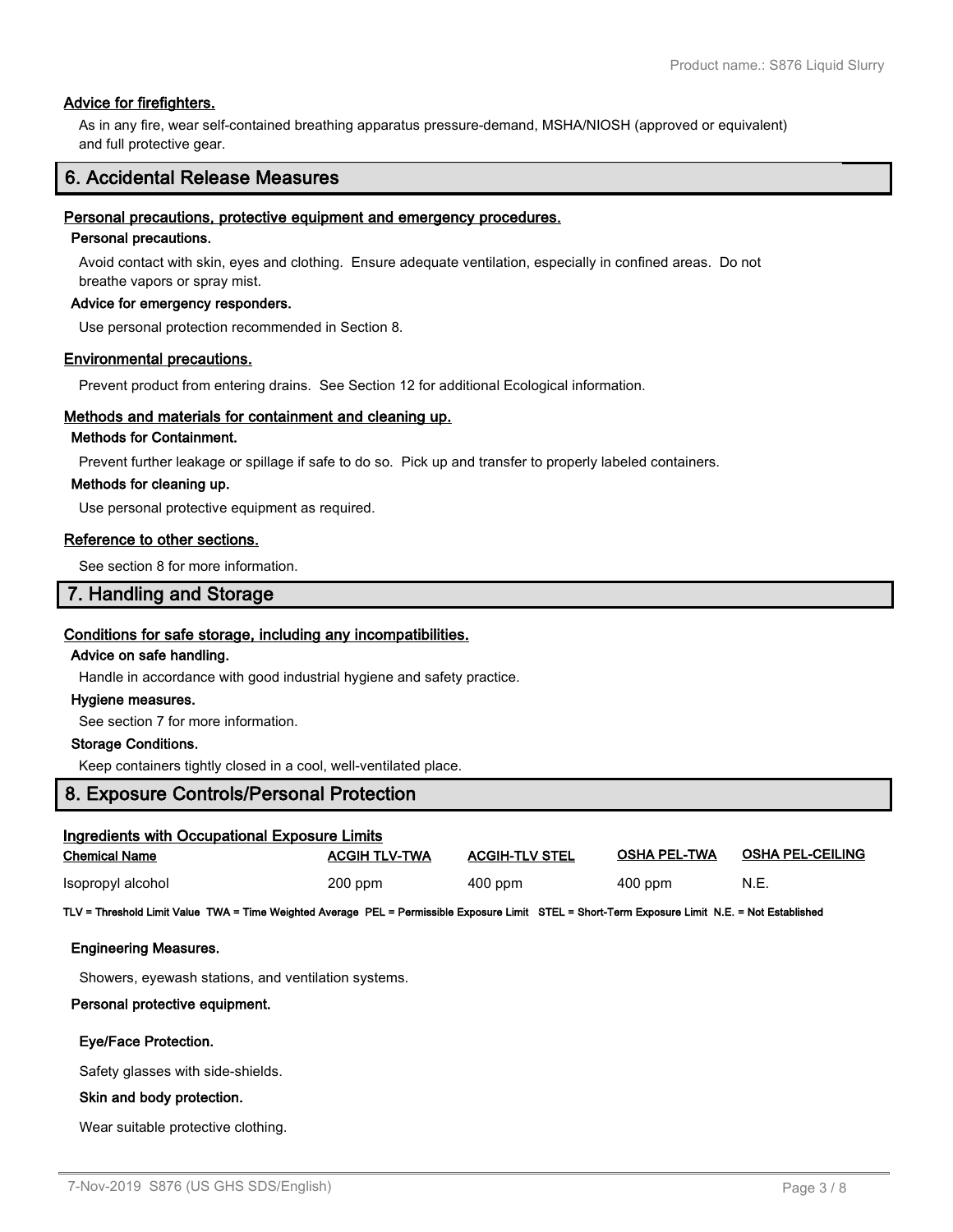### Advice for firefighters.

As in any fire, wear self-contained breathing apparatus pressure-demand, MSHA/NIOSH (approved or equivalent) and full protective gear.

## 6. Accidental Release Measures

### Personal precautions, protective equipment and emergency procedures.

**Personal precautions.**

Avoid contact with skin, eyes and clothing. Ensure adequate ventilation, especially in confined areas. Do not breathe vapors or spray mist.

**Advice for emergency responders.**

Use personal protection recommended in Section 8.

### Environmental precautions.

Prevent product from entering drains. See Section 12 for additional Ecological information.

### Methods and materials for containment and cleaning up.

**Methods for Containment.**

Prevent further leakage or spillage if safe to do so. Pick up and transfer to properly labeled containers.

**Methods for cleaning up.**

Use personal protective equipment as required.

### Reference to other sections.

See section 8 for more information.

## 7. Handling and Storage

### Conditions for safe storage, including any incompatibilities.

**Advice on safe handling.**

Handle in accordance with good industrial hygiene and safety practice.

**Hygiene measures.**

See section 7 for more information.

**Storage Conditions.**

Keep containers tightly closed in a cool, well-ventilated place.

## 8. Exposure Controls/Personal Protection

### Ingredients with Occupational Exposure Limits

| Chemical Name | ACGIH TLV-TWA | ACGIH-TLV STEL | OSHA PEL-TWA | OSHA PEL-CEILING |
|---|---|---|---|---|
| Isopropyl alcohol | 200 ppm | 400 ppm | 400 ppm | N.E. |

**TLV = Threshold Limit Value TWA = Time Weighted Average PEL = Permissible Exposure Limit STEL = Short-Term Exposure Limit N.E. = Not Established**

**Engineering Measures.**

Showers, eyewash stations, and ventilation systems.

**Personal protective equipment.**

**Eye/Face Protection.**

Safety glasses with side-shields.

**Skin and body protection.**

Wear suitable protective clothing.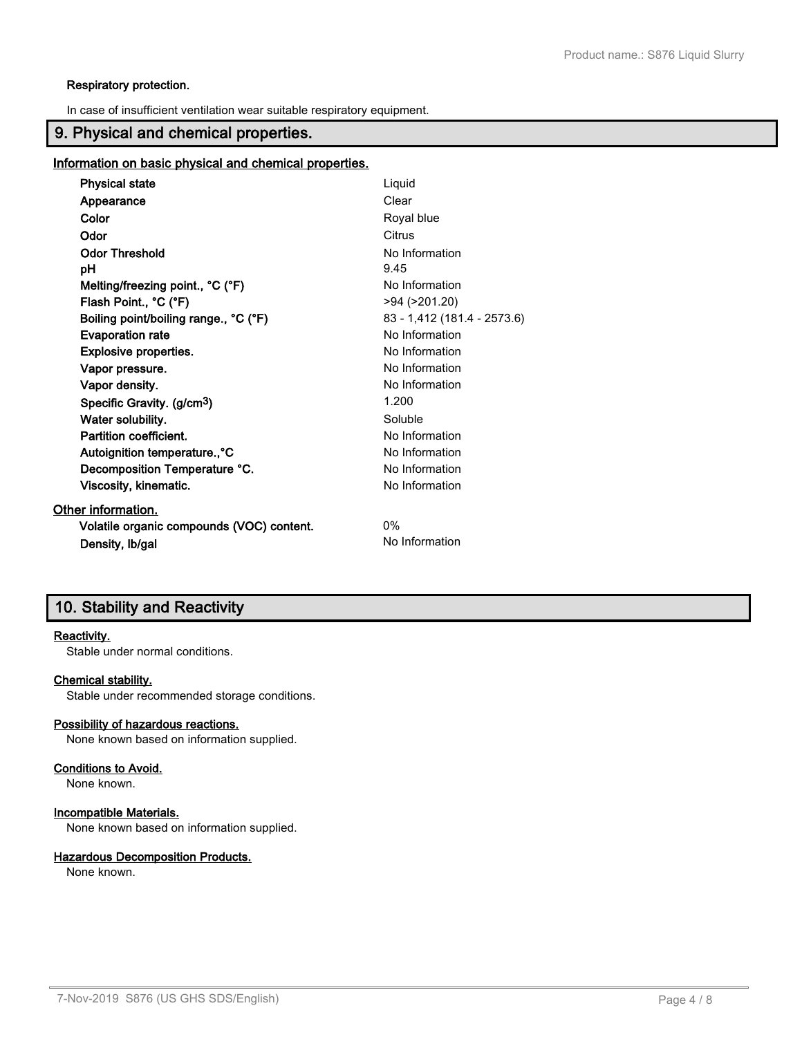**Respiratory protection.**

In case of insufficient ventilation wear suitable respiratory equipment.

## 9. Physical and chemical properties.

**Information on basic physical and chemical properties.**

| Property | Value |
|---|---|
| **Physical state** | Liquid |
| **Appearance** | Clear |
| **Color** | Royal blue |
| **Odor** | Citrus |
| **Odor Threshold** | No Information |
| **pH** | 9.45 |
| **Melting/freezing point., °C (°F)** | No Information |
| **Flash Point., °C (°F)** | >94 (>201.20) |
| **Boiling point/boiling range., °C (°F)** | 83 - 1,412 (181.4 - 2573.6) |
| **Evaporation rate** | No Information |
| **Explosive properties.** | No Information |
| **Vapor pressure.** | No Information |
| **Vapor density.** | No Information |
| **Specific Gravity. (g/cm$^3$)** | 1.200 |
| **Water solubility.** | Soluble |
| **Partition coefficient.** | No Information |
| **Autoignition temperature.,°C** | No Information |
| **Decomposition Temperature °C.** | No Information |
| **Viscosity, kinematic.** | No Information |

**Other information.**

| Property | Value |
|---|---|
| **Volatile organic compounds (VOC) content.** | 0% |
| **Density, lb/gal** | No Information |

## 10. Stability and Reactivity

**Reactivity.**

Stable under normal conditions.

**Chemical stability.**

Stable under recommended storage conditions.

**Possibility of hazardous reactions.**

None known based on information supplied.

**Conditions to Avoid.**

None known.

**Incompatible Materials.**

None known based on information supplied.

**Hazardous Decomposition Products.**

None known.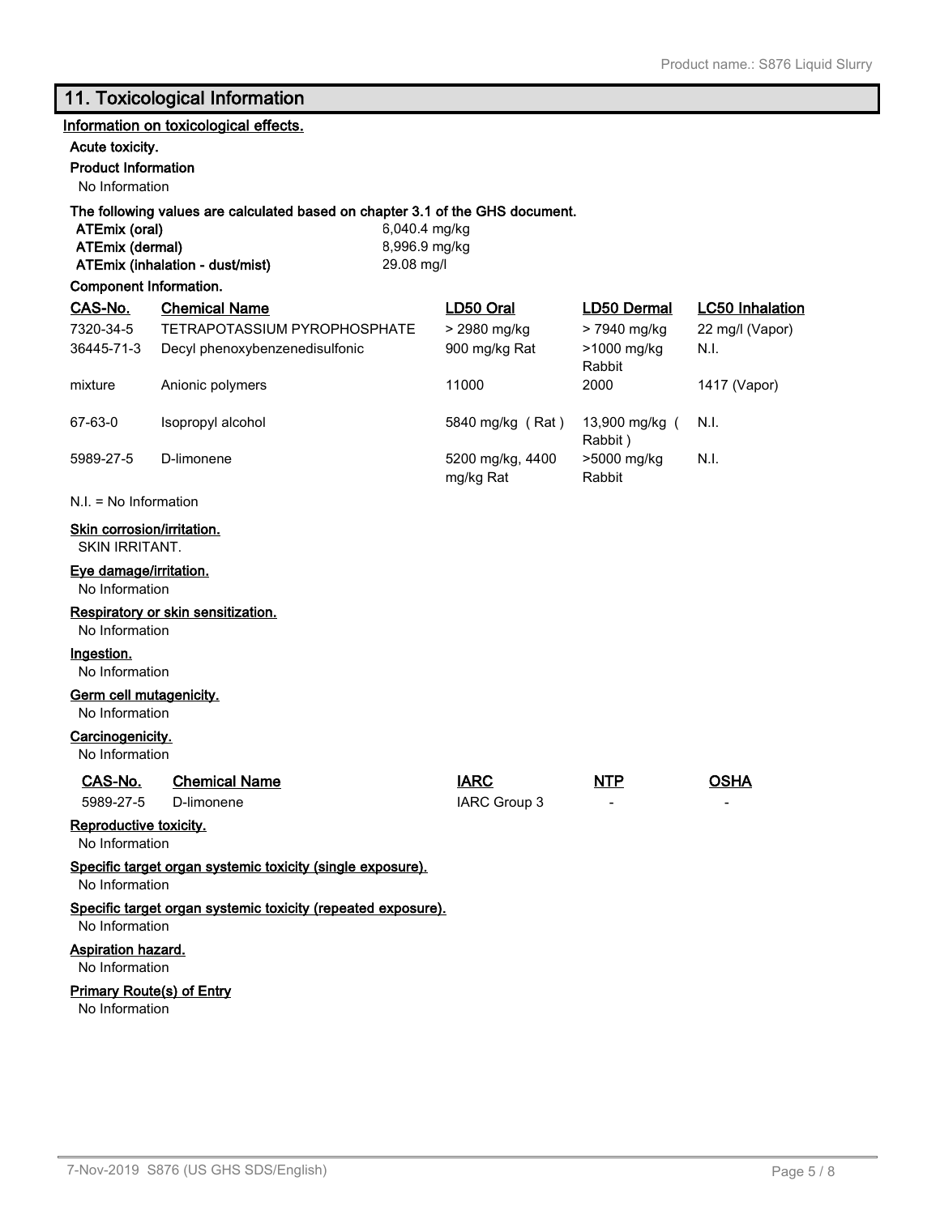## 11. Toxicological Information

**Information on toxicological effects.**

**Acute toxicity.**

**Product Information**

No Information

**The following values are calculated based on chapter 3.1 of the GHS document.**

| | |
|---|---|
| **ATEmix (oral)** | 6,040.4 mg/kg |
| **ATEmix (dermal)** | 8,996.9 mg/kg |
| **ATEmix (inhalation - dust/mist)** | 29.08 mg/l |

**Component Information.**

| CAS-No. | Chemical Name | LD50 Oral | LD50 Dermal | LC50 Inhalation |
|---|---|---|---|---|
| 7320-34-5 | TETRAPOTASSIUM PYROPHOSPHATE | > 2980 mg/kg | > 7940 mg/kg | 22 mg/l (Vapor) |
| 36445-71-3 | Decyl phenoxybenzenedisulfonic | 900 mg/kg Rat | >1000 mg/kg Rabbit | N.I. |
| mixture | Anionic polymers | 11000 | 2000 | 1417 (Vapor) |
| 67-63-0 | Isopropyl alcohol | 5840 mg/kg ( Rat ) | 13,900 mg/kg ( Rabbit ) | N.I. |
| 5989-27-5 | D-limonene | 5200 mg/kg, 4400 mg/kg Rat | >5000 mg/kg Rabbit | N.I. |

N.I. = No Information

**Skin corrosion/irritation.**

SKIN IRRITANT.

**Eye damage/irritation.**

No Information

**Respiratory or skin sensitization.**

No Information

**Ingestion.**

No Information

**Germ cell mutagenicity.**

No Information

**Carcinogenicity.**

No Information

| CAS-No. | Chemical Name | IARC | NTP | OSHA |
|---|---|---|---|---|
| 5989-27-5 | D-limonene | IARC Group 3 | - | - |

**Reproductive toxicity.**

No Information

**Specific target organ systemic toxicity (single exposure).**

No Information

**Specific target organ systemic toxicity (repeated exposure).**

No Information

**Aspiration hazard.**

No Information

**Primary Route(s) of Entry**

No Information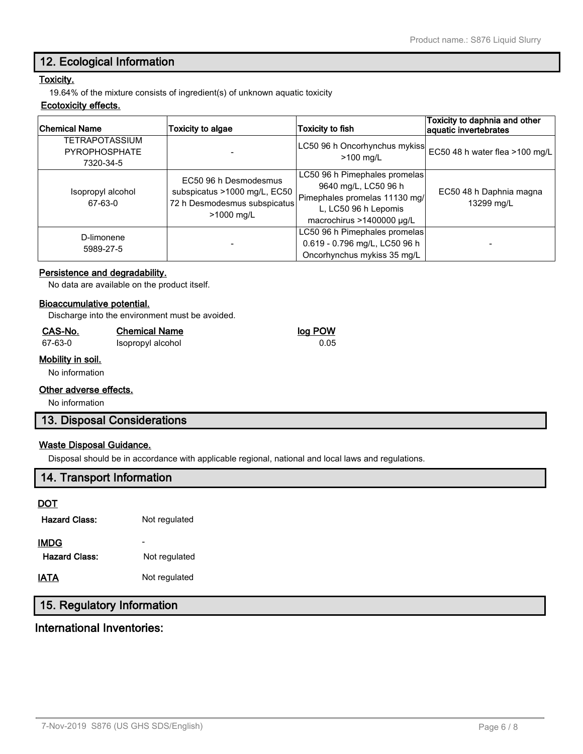## 12. Ecological Information

**Toxicity.**

19.64% of the mixture consists of ingredient(s) of unknown aquatic toxicity

**Ecotoxicity effects.**

| Chemical Name | Toxicity to algae | Toxicity to fish | Toxicity to daphnia and other aquatic invertebrates |
|---|---|---|---|
| TETRAPOTASSIUM PYROPHOSPHATE 7320-34-5 | - | LC50 96 h Oncorhynchus mykiss >100 mg/L | EC50 48 h water flea >100 mg/L |
| Isopropyl alcohol 67-63-0 | EC50 96 h Desmodesmus subspicatus >1000 mg/L, EC50 72 h Desmodesmus subspicatus >1000 mg/L | LC50 96 h Pimephales promelas 9640 mg/L, LC50 96 h Pimephales promelas 11130 mg/L, LC50 96 h Lepomis macrochirus >1400000 µg/L | EC50 48 h Daphnia magna 13299 mg/L |
| D-limonene 5989-27-5 | - | LC50 96 h Pimephales promelas 0.619 - 0.796 mg/L, LC50 96 h Oncorhynchus mykiss 35 mg/L | - |

**Persistence and degradability.**

No data are available on the product itself.

**Bioaccumulative potential.**

Discharge into the environment must be avoided.

| CAS-No. | Chemical Name | log POW |
|---|---|---|
| 67-63-0 | Isopropyl alcohol | 0.05 |

**Mobility in soil.**

No information

**Other adverse effects.**

No information

## 13. Disposal Considerations

**Waste Disposal Guidance.**

Disposal should be in accordance with applicable regional, national and local laws and regulations.

## 14. Transport Information

**DOT**

**Hazard Class:** Not regulated

**IMDG** -

**Hazard Class:** Not regulated

**IATA** Not regulated

## 15. Regulatory Information

### International Inventories: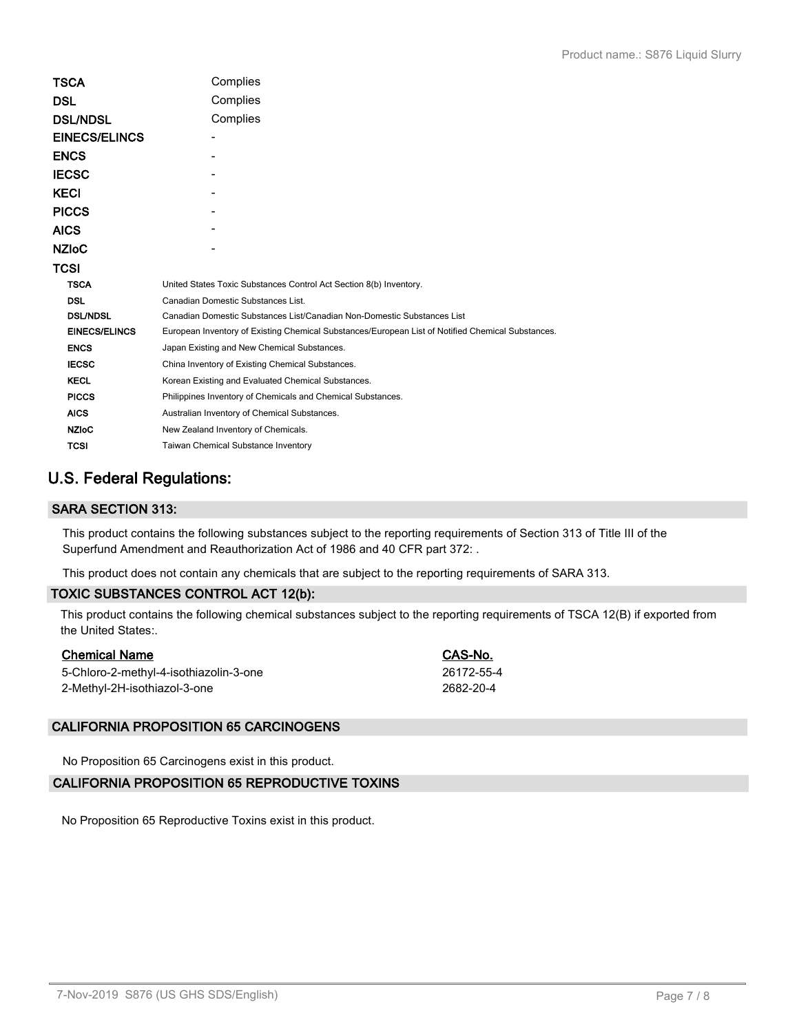| | |
|---|---|
| **TSCA** | Complies |
| **DSL** | Complies |
| **DSL/NDSL** | Complies |
| **EINECS/ELINCS** | - |
| **ENCS** | - |
| **IECSC** | - |
| **KECI** | - |
| **PICCS** | - |
| **AICS** | - |
| **NZIoC** | - |
| **TCSI** | |

| | |
|---|---|
| **TSCA** | United States Toxic Substances Control Act Section 8(b) Inventory. |
| **DSL** | Canadian Domestic Substances List. |
| **DSL/NDSL** | Canadian Domestic Substances List/Canadian Non-Domestic Substances List |
| **EINECS/ELINCS** | European Inventory of Existing Chemical Substances/European List of Notified Chemical Substances. |
| **ENCS** | Japan Existing and New Chemical Substances. |
| **IECSC** | China Inventory of Existing Chemical Substances. |
| **KECL** | Korean Existing and Evaluated Chemical Substances. |
| **PICCS** | Philippines Inventory of Chemicals and Chemical Substances. |
| **AICS** | Australian Inventory of Chemical Substances. |
| **NZIoC** | New Zealand Inventory of Chemicals. |
| **TCSI** | Taiwan Chemical Substance Inventory |

## U.S. Federal Regulations:

### SARA SECTION 313:

This product contains the following substances subject to the reporting requirements of Section 313 of Title III of the Superfund Amendment and Reauthorization Act of 1986 and 40 CFR part 372: .

This product does not contain any chemicals that are subject to the reporting requirements of SARA 313.

### TOXIC SUBSTANCES CONTROL ACT 12(b):

This product contains the following chemical substances subject to the reporting requirements of TSCA 12(B) if exported from the United States:.

| Chemical Name | CAS-No. |
|---|---|
| 5-Chloro-2-methyl-4-isothiazolin-3-one | 26172-55-4 |
| 2-Methyl-2H-isothiazol-3-one | 2682-20-4 |

### CALIFORNIA PROPOSITION 65 CARCINOGENS

No Proposition 65 Carcinogens exist in this product.

### CALIFORNIA PROPOSITION 65 REPRODUCTIVE TOXINS

No Proposition 65 Reproductive Toxins exist in this product.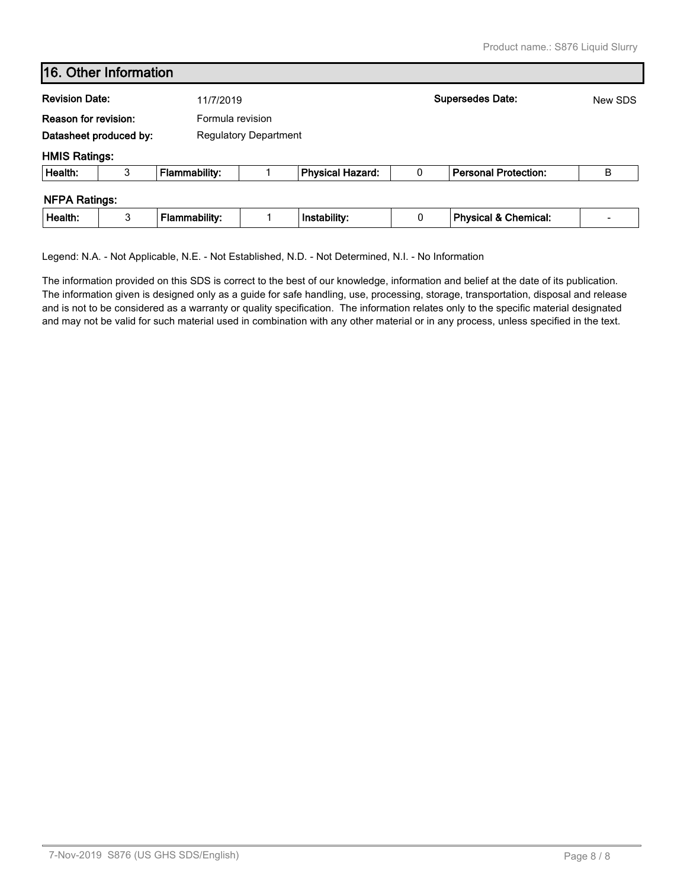## 16. Other Information

**Revision Date:** 11/7/2019 **Supersedes Date:** New SDS

**Reason for revision:** Formula revision

**Datasheet produced by:** Regulatory Department

**HMIS Ratings:**

| | | | | | | | |
|---|---|---|---|---|---|---|---|
| **Health:** | 3 | **Flammability:** | 1 | **Physical Hazard:** | 0 | **Personal Protection:** | B |

**NFPA Ratings:**

| | | | | | | | |
|---|---|---|---|---|---|---|---|
| **Health:** | 3 | **Flammability:** | 1 | **Instability:** | 0 | **Physical & Chemical:** | - |

Legend: N.A. - Not Applicable, N.E. - Not Established, N.D. - Not Determined, N.I. - No Information

The information provided on this SDS is correct to the best of our knowledge, information and belief at the date of its publication. The information given is designed only as a guide for safe handling, use, processing, storage, transportation, disposal and release and is not to be considered as a warranty or quality specification. The information relates only to the specific material designated and may not be valid for such material used in combination with any other material or in any process, unless specified in the text.